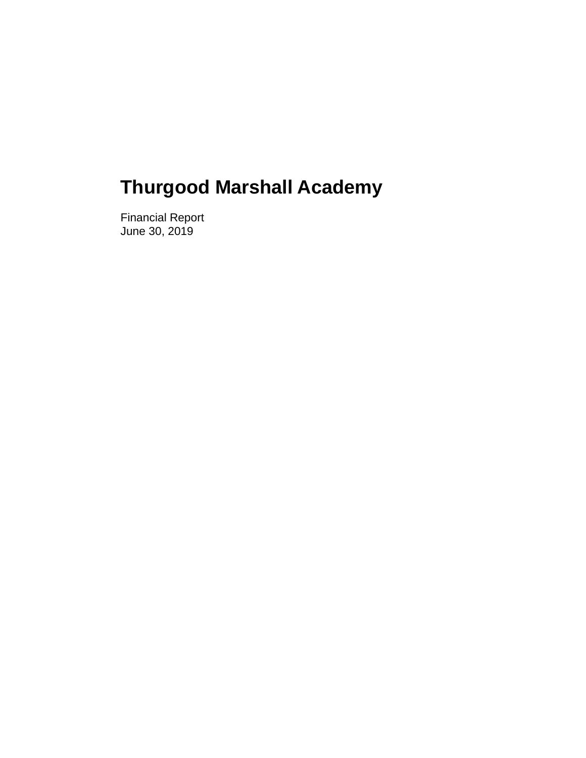# Thurgood Marshall Academy

Financial Report
June 30, 2019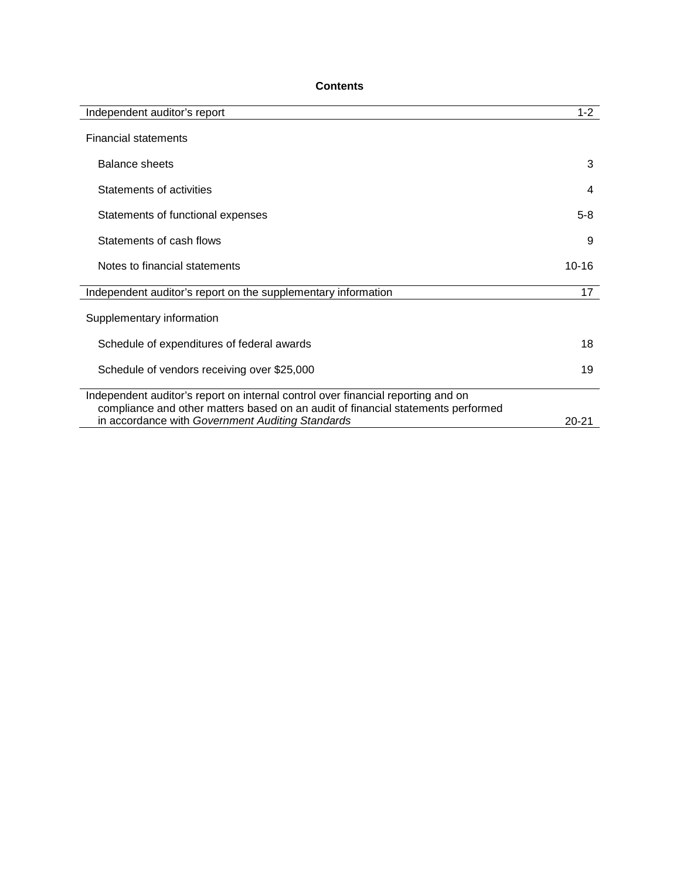## Contents

| | |
|---|---|
| Independent auditor's report | 1-2 |
| Financial statements | |
| Balance sheets | 3 |
| Statements of activities | 4 |
| Statements of functional expenses | 5-8 |
| Statements of cash flows | 9 |
| Notes to financial statements | 10-16 |
| Independent auditor's report on the supplementary information | 17 |
| Supplementary information | |
| Schedule of expenditures of federal awards | 18 |
| Schedule of vendors receiving over $25,000 | 19 |
| Independent auditor's report on internal control over financial reporting and on compliance and other matters based on an audit of financial statements performed in accordance with *Government Auditing Standards* | 20-21 |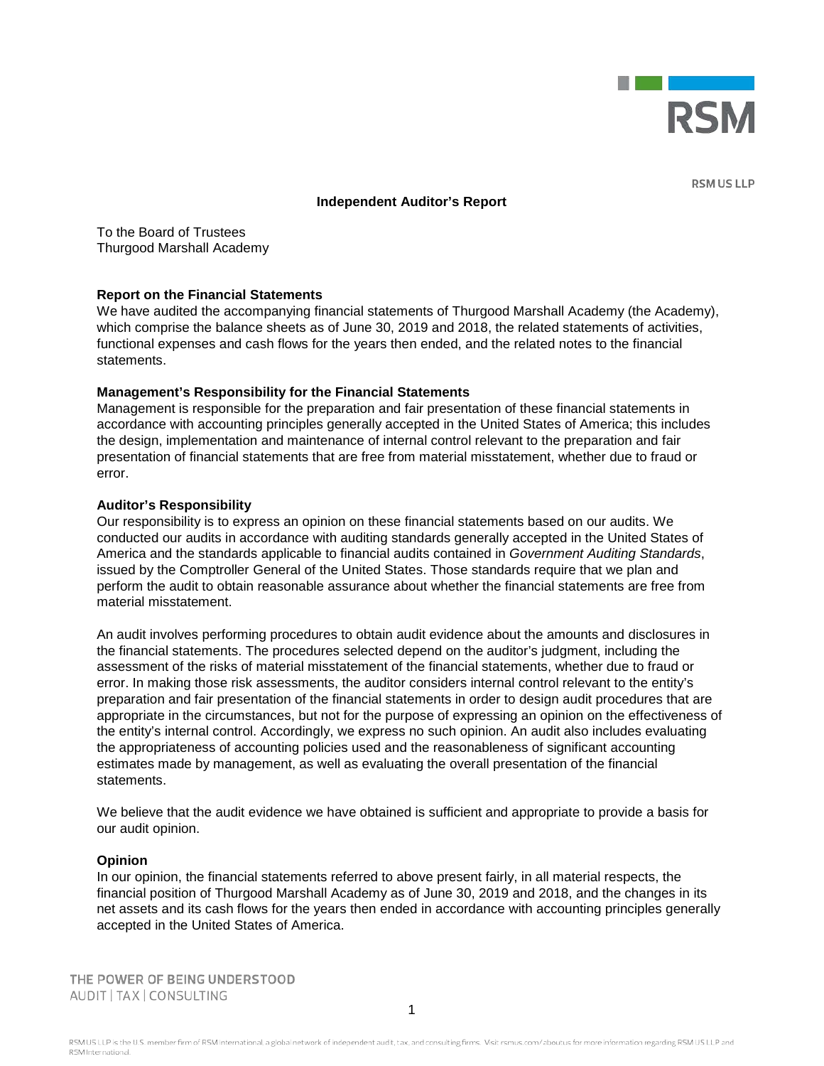RSM US LLP

# Independent Auditor's Report

To the Board of Trustees
Thurgood Marshall Academy

**Report on the Financial Statements**

We have audited the accompanying financial statements of Thurgood Marshall Academy (the Academy), which comprise the balance sheets as of June 30, 2019 and 2018, the related statements of activities, functional expenses and cash flows for the years then ended, and the related notes to the financial statements.

**Management's Responsibility for the Financial Statements**

Management is responsible for the preparation and fair presentation of these financial statements in accordance with accounting principles generally accepted in the United States of America; this includes the design, implementation and maintenance of internal control relevant to the preparation and fair presentation of financial statements that are free from material misstatement, whether due to fraud or error.

**Auditor's Responsibility**

Our responsibility is to express an opinion on these financial statements based on our audits. We conducted our audits in accordance with auditing standards generally accepted in the United States of America and the standards applicable to financial audits contained in *Government Auditing Standards*, issued by the Comptroller General of the United States. Those standards require that we plan and perform the audit to obtain reasonable assurance about whether the financial statements are free from material misstatement.

An audit involves performing procedures to obtain audit evidence about the amounts and disclosures in the financial statements. The procedures selected depend on the auditor's judgment, including the assessment of the risks of material misstatement of the financial statements, whether due to fraud or error. In making those risk assessments, the auditor considers internal control relevant to the entity's preparation and fair presentation of the financial statements in order to design audit procedures that are appropriate in the circumstances, but not for the purpose of expressing an opinion on the effectiveness of the entity's internal control. Accordingly, we express no such opinion. An audit also includes evaluating the appropriateness of accounting policies used and the reasonableness of significant accounting estimates made by management, as well as evaluating the overall presentation of the financial statements.

We believe that the audit evidence we have obtained is sufficient and appropriate to provide a basis for our audit opinion.

**Opinion**

In our opinion, the financial statements referred to above present fairly, in all material respects, the financial position of Thurgood Marshall Academy as of June 30, 2019 and 2018, and the changes in its net assets and its cash flows for the years then ended in accordance with accounting principles generally accepted in the United States of America.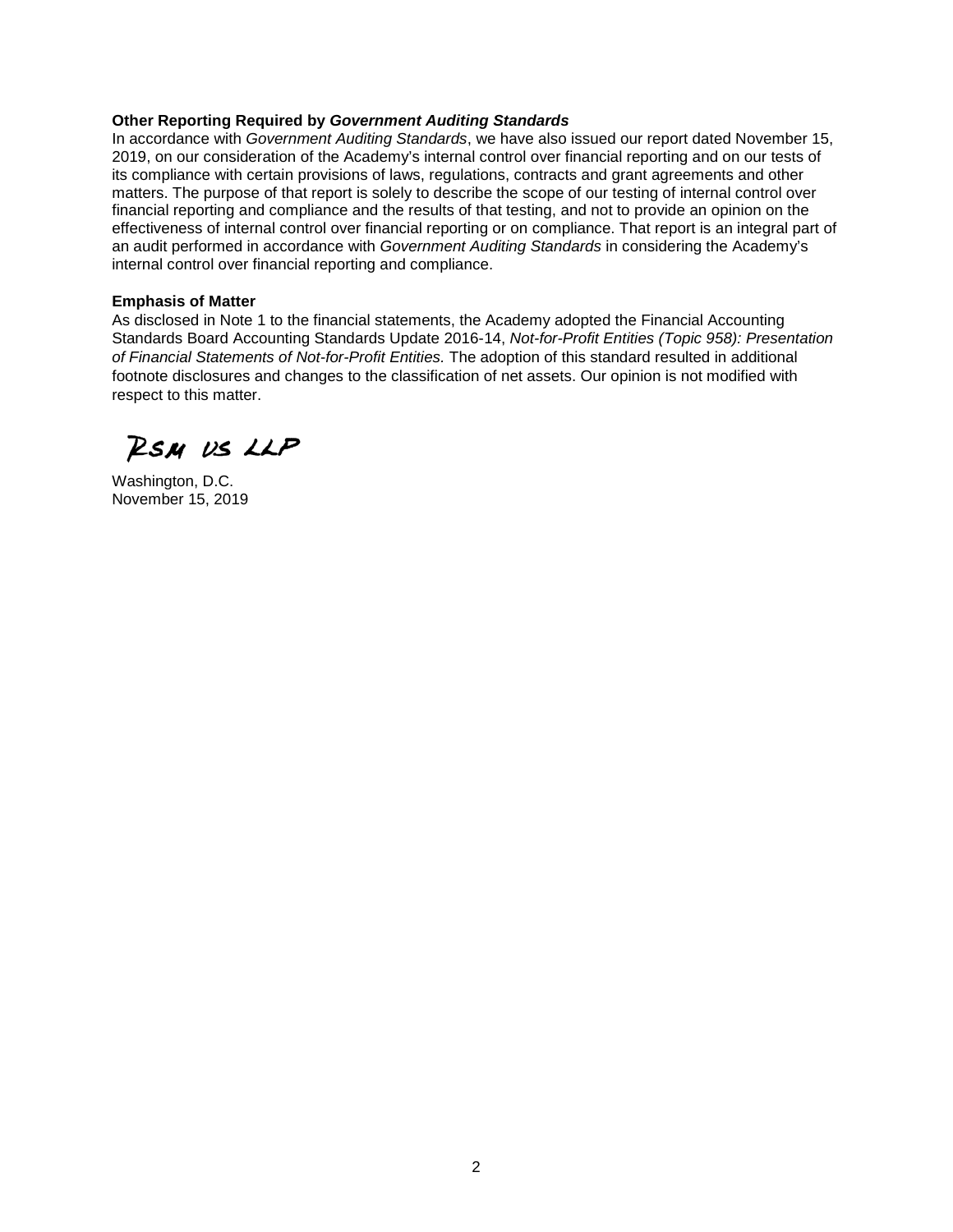**Other Reporting Required by *Government Auditing Standards***

In accordance with *Government Auditing Standards*, we have also issued our report dated November 15, 2019, on our consideration of the Academy's internal control over financial reporting and on our tests of its compliance with certain provisions of laws, regulations, contracts and grant agreements and other matters. The purpose of that report is solely to describe the scope of our testing of internal control over financial reporting and compliance and the results of that testing, and not to provide an opinion on the effectiveness of internal control over financial reporting or on compliance. That report is an integral part of an audit performed in accordance with *Government Auditing Standards* in considering the Academy's internal control over financial reporting and compliance.

**Emphasis of Matter**

As disclosed in Note 1 to the financial statements, the Academy adopted the Financial Accounting Standards Board Accounting Standards Update 2016-14, *Not-for-Profit Entities (Topic 958): Presentation of Financial Statements of Not-for-Profit Entities.* The adoption of this standard resulted in additional footnote disclosures and changes to the classification of net assets. Our opinion is not modified with respect to this matter.

RSM US LLP

Washington, D.C.
November 15, 2019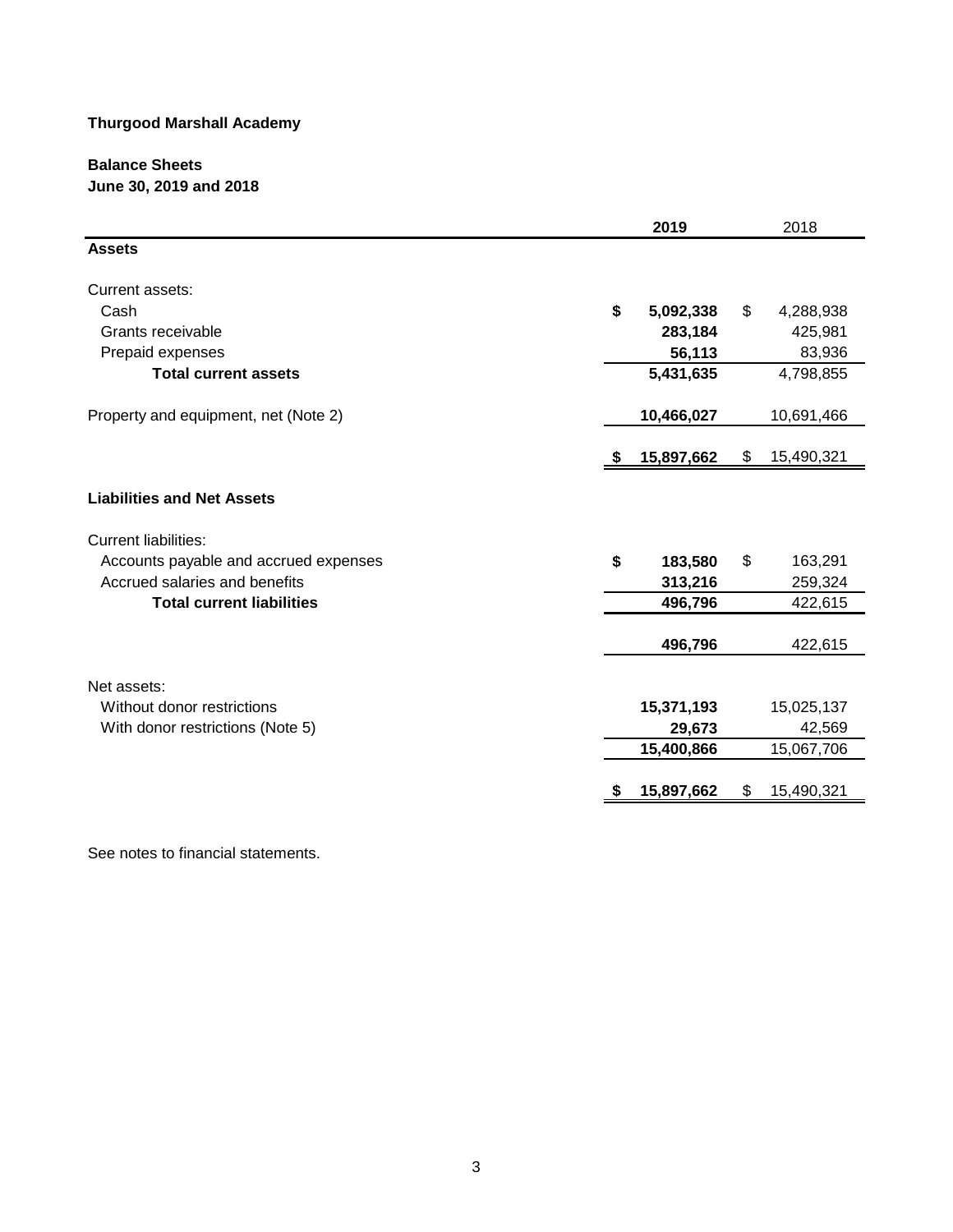**Thurgood Marshall Academy**

**Balance Sheets**
**June 30, 2019 and 2018**

| | **2019** | 2018 |
|---|---|---|
| **Assets** | | |
| Current assets: | | |
| Cash | **$ 5,092,338** | $ 4,288,938 |
| Grants receivable | **283,184** | 425,981 |
| Prepaid expenses | **56,113** | 83,936 |
| **Total current assets** | **5,431,635** | 4,798,855 |
| Property and equipment, net (Note 2) | **10,466,027** | 10,691,466 |
| | **$ 15,897,662** | $ 15,490,321 |
| **Liabilities and Net Assets** | | |
| Current liabilities: | | |
| Accounts payable and accrued expenses | **$ 183,580** | $ 163,291 |
| Accrued salaries and benefits | **313,216** | 259,324 |
| **Total current liabilities** | **496,796** | 422,615 |
| | **496,796** | 422,615 |
| Net assets: | | |
| Without donor restrictions | **15,371,193** | 15,025,137 |
| With donor restrictions (Note 5) | **29,673** | 42,569 |
| | **15,400,866** | 15,067,706 |
| | **$ 15,897,662** | $ 15,490,321 |

See notes to financial statements.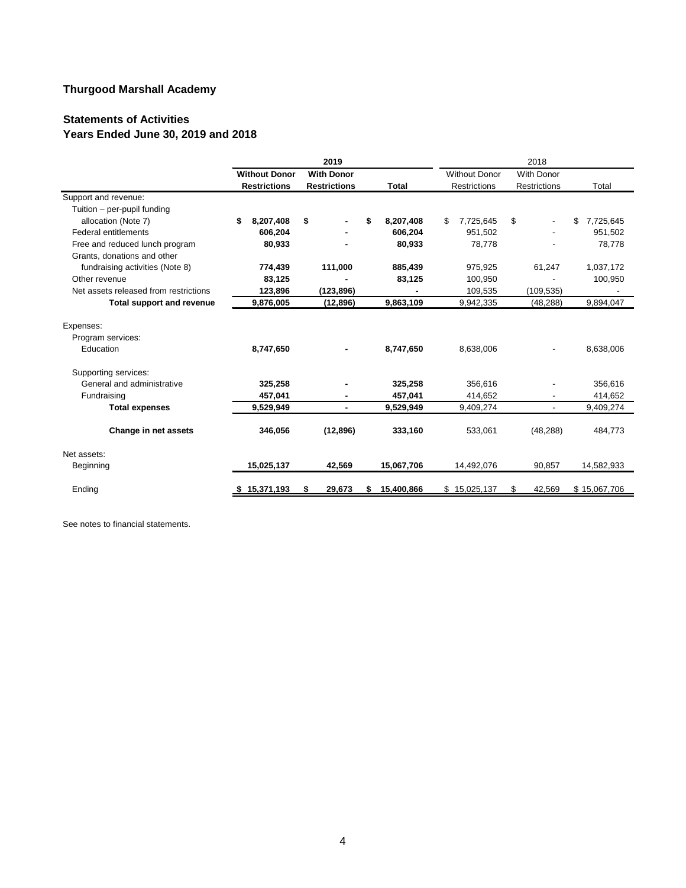# Thurgood Marshall Academy

## Statements of Activities
## Years Ended June 30, 2019 and 2018

| | 2019 | | | 2018 | | |
|---|---|---|---|---|---|---|
| | **Without Donor Restrictions** | **With Donor Restrictions** | **Total** | Without Donor Restrictions | With Donor Restrictions | Total |
| Support and revenue: | | | | | | |
| Tuition – per-pupil funding allocation (Note 7) | **$ 8,207,408** | **$ -** | **$ 8,207,408** | $ 7,725,645 | $ - | $ 7,725,645 |
| Federal entitlements | **606,204** | **-** | **606,204** | 951,502 | - | 951,502 |
| Free and reduced lunch program | **80,933** | **-** | **80,933** | 78,778 | - | 78,778 |
| Grants, donations and other fundraising activities (Note 8) | **774,439** | **111,000** | **885,439** | 975,925 | 61,247 | 1,037,172 |
| Other revenue | **83,125** | **-** | **83,125** | 100,950 | - | 100,950 |
| Net assets released from restrictions | **123,896** | **(123,896)** | **-** | 109,535 | (109,535) | - |
| **Total support and revenue** | **9,876,005** | **(12,896)** | **9,863,109** | 9,942,335 | (48,288) | 9,894,047 |
| Expenses: | | | | | | |
| Program services: | | | | | | |
| Education | **8,747,650** | **-** | **8,747,650** | 8,638,006 | - | 8,638,006 |
| Supporting services: | | | | | | |
| General and administrative | **325,258** | **-** | **325,258** | 356,616 | - | 356,616 |
| Fundraising | **457,041** | **-** | **457,041** | 414,652 | - | 414,652 |
| **Total expenses** | **9,529,949** | **-** | **9,529,949** | 9,409,274 | - | 9,409,274 |
| **Change in net assets** | **346,056** | **(12,896)** | **333,160** | 533,061 | (48,288) | 484,773 |
| Net assets: | | | | | | |
| Beginning | **15,025,137** | **42,569** | **15,067,706** | 14,492,076 | 90,857 | 14,582,933 |
| Ending | **$ 15,371,193** | **$ 29,673** | **$ 15,400,866** | $ 15,025,137 | $ 42,569 | $ 15,067,706 |

See notes to financial statements.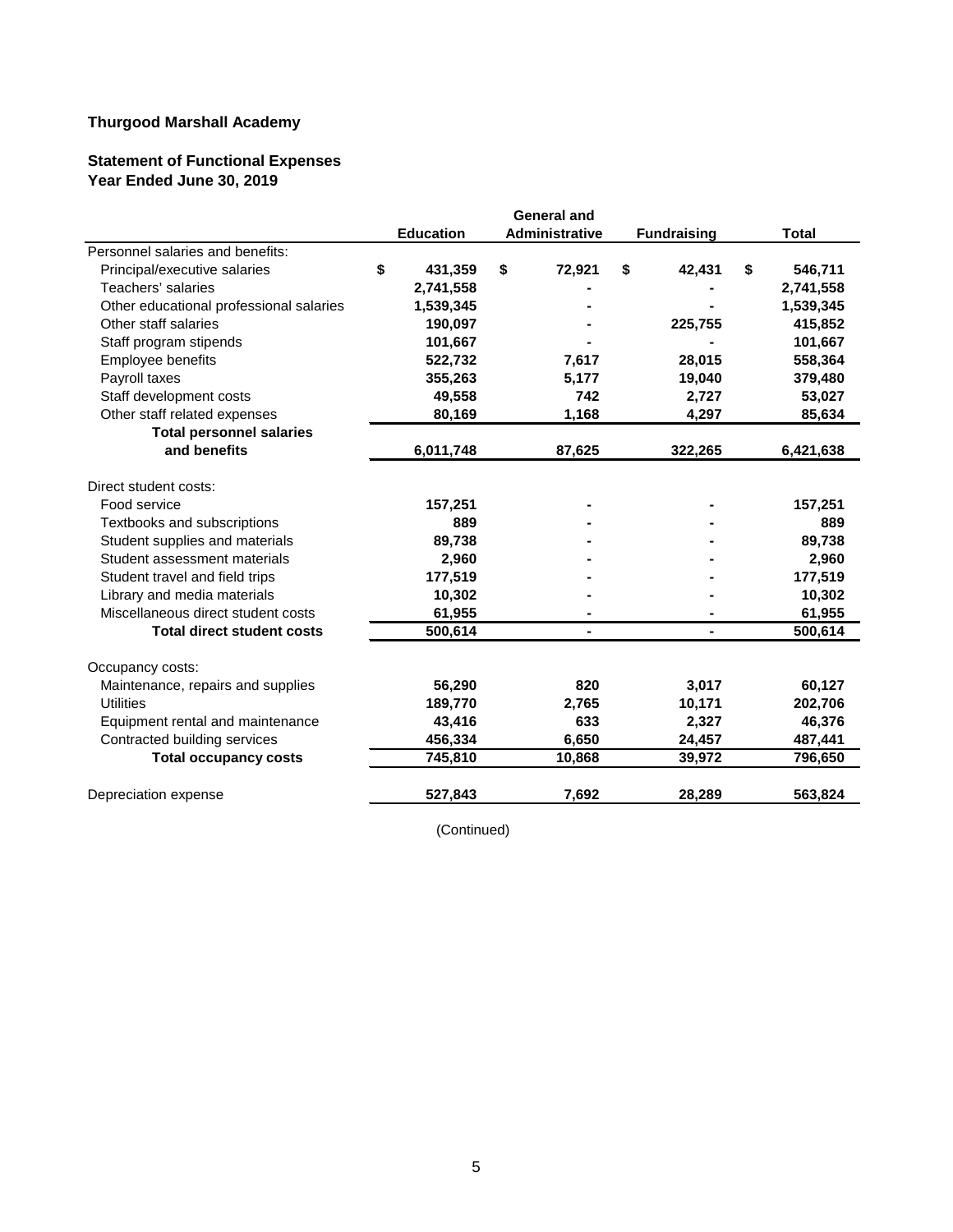**Thurgood Marshall Academy**

**Statement of Functional Expenses**
**Year Ended June 30, 2019**

| | Education | General and Administrative | Fundraising | Total |
|---|---|---|---|---|
| Personnel salaries and benefits: | | | | |
| Principal/executive salaries | $ 431,359 | $ 72,921 | $ 42,431 | $ 546,711 |
| Teachers' salaries | 2,741,558 | - | - | 2,741,558 |
| Other educational professional salaries | 1,539,345 | - | - | 1,539,345 |
| Other staff salaries | 190,097 | - | 225,755 | 415,852 |
| Staff program stipends | 101,667 | - | - | 101,667 |
| Employee benefits | 522,732 | 7,617 | 28,015 | 558,364 |
| Payroll taxes | 355,263 | 5,177 | 19,040 | 379,480 |
| Staff development costs | 49,558 | 742 | 2,727 | 53,027 |
| Other staff related expenses | 80,169 | 1,168 | 4,297 | 85,634 |
| **Total personnel salaries and benefits** | 6,011,748 | 87,625 | 322,265 | 6,421,638 |
| Direct student costs: | | | | |
| Food service | 157,251 | - | - | 157,251 |
| Textbooks and subscriptions | 889 | - | - | 889 |
| Student supplies and materials | 89,738 | - | - | 89,738 |
| Student assessment materials | 2,960 | - | - | 2,960 |
| Student travel and field trips | 177,519 | - | - | 177,519 |
| Library and media materials | 10,302 | - | - | 10,302 |
| Miscellaneous direct student costs | 61,955 | - | - | 61,955 |
| **Total direct student costs** | 500,614 | - | - | 500,614 |
| Occupancy costs: | | | | |
| Maintenance, repairs and supplies | 56,290 | 820 | 3,017 | 60,127 |
| Utilities | 189,770 | 2,765 | 10,171 | 202,706 |
| Equipment rental and maintenance | 43,416 | 633 | 2,327 | 46,376 |
| Contracted building services | 456,334 | 6,650 | 24,457 | 487,441 |
| **Total occupancy costs** | 745,810 | 10,868 | 39,972 | 796,650 |
| Depreciation expense | 527,843 | 7,692 | 28,289 | 563,824 |

(Continued)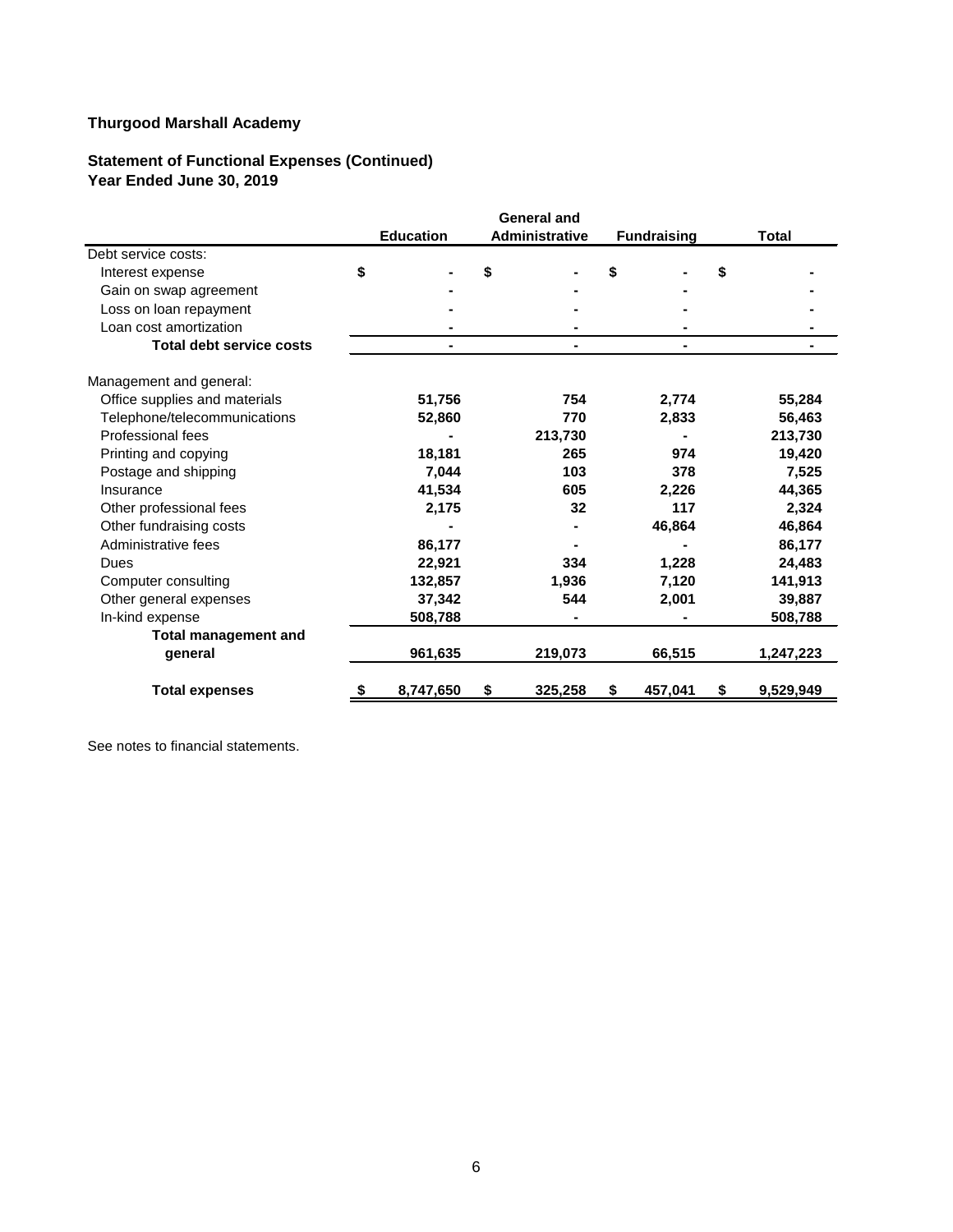**Thurgood Marshall Academy**

**Statement of Functional Expenses (Continued)**
**Year Ended June 30, 2019**

| | Education | General and Administrative | Fundraising | Total |
|---|---|---|---|---|
| Debt service costs: | | | | |
| Interest expense | $ - | $ - | $ - | $ - |
| Gain on swap agreement | - | - | - | - |
| Loss on loan repayment | - | - | - | - |
| Loan cost amortization | - | - | - | - |
| **Total debt service costs** | **-** | **-** | **-** | **-** |
| Management and general: | | | | |
| Office supplies and materials | 51,756 | 754 | 2,774 | 55,284 |
| Telephone/telecommunications | 52,860 | 770 | 2,833 | 56,463 |
| Professional fees | - | 213,730 | - | 213,730 |
| Printing and copying | 18,181 | 265 | 974 | 19,420 |
| Postage and shipping | 7,044 | 103 | 378 | 7,525 |
| Insurance | 41,534 | 605 | 2,226 | 44,365 |
| Other professional fees | 2,175 | 32 | 117 | 2,324 |
| Other fundraising costs | - | - | 46,864 | 46,864 |
| Administrative fees | 86,177 | - | - | 86,177 |
| Dues | 22,921 | 334 | 1,228 | 24,483 |
| Computer consulting | 132,857 | 1,936 | 7,120 | 141,913 |
| Other general expenses | 37,342 | 544 | 2,001 | 39,887 |
| In-kind expense | 508,788 | - | - | 508,788 |
| **Total management and general** | **961,635** | **219,073** | **66,515** | **1,247,223** |
| **Total expenses** | **$ 8,747,650** | **$ 325,258** | **$ 457,041** | **$ 9,529,949** |

See notes to financial statements.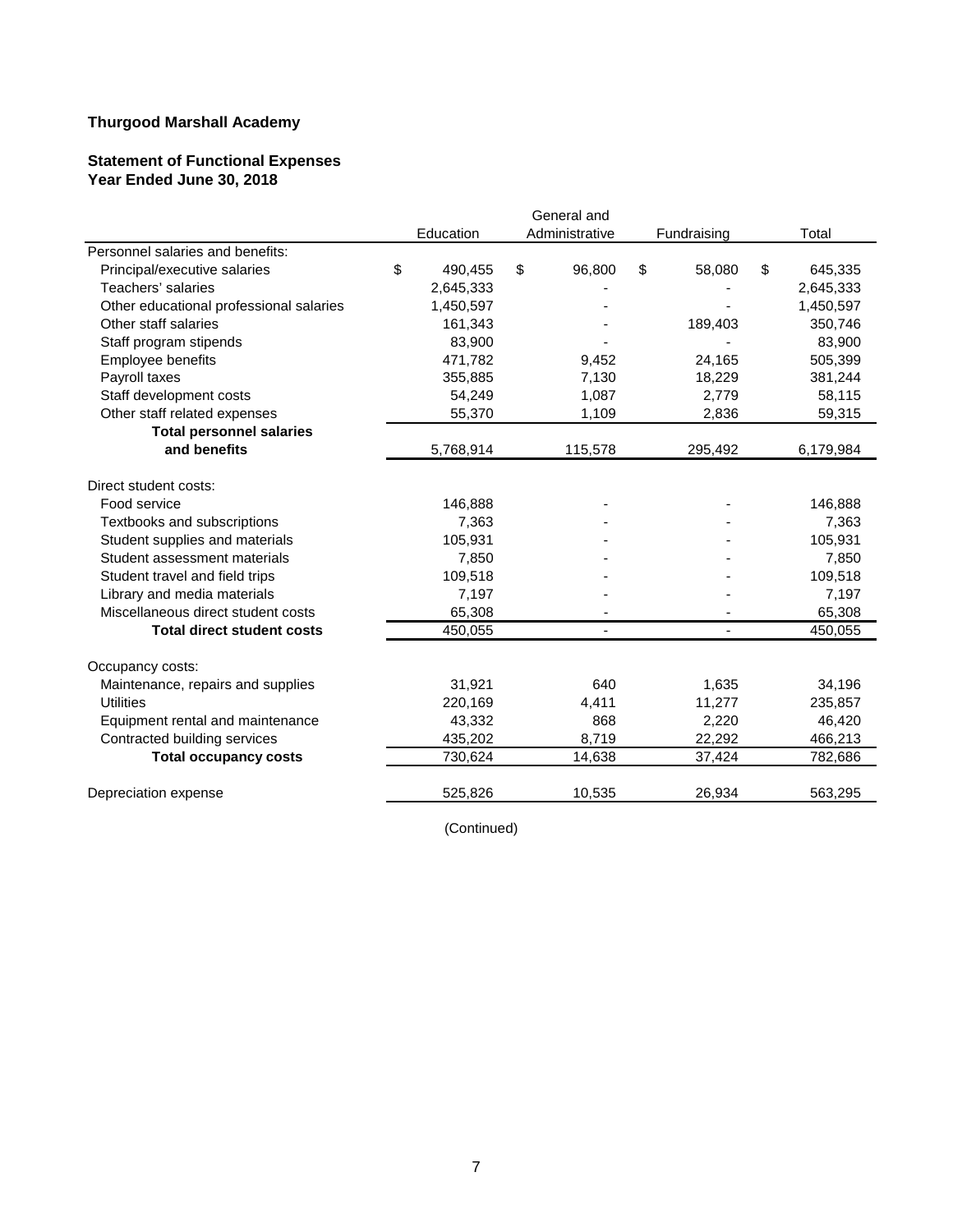**Thurgood Marshall Academy**

**Statement of Functional Expenses**
**Year Ended June 30, 2018**

| | Education | General and Administrative | Fundraising | Total |
|---|---|---|---|---|
| Personnel salaries and benefits: | | | | |
| Principal/executive salaries | $ 490,455 | $ 96,800 | $ 58,080 | $ 645,335 |
| Teachers' salaries | 2,645,333 | - | - | 2,645,333 |
| Other educational professional salaries | 1,450,597 | - | - | 1,450,597 |
| Other staff salaries | 161,343 | - | 189,403 | 350,746 |
| Staff program stipends | 83,900 | - | - | 83,900 |
| Employee benefits | 471,782 | 9,452 | 24,165 | 505,399 |
| Payroll taxes | 355,885 | 7,130 | 18,229 | 381,244 |
| Staff development costs | 54,249 | 1,087 | 2,779 | 58,115 |
| Other staff related expenses | 55,370 | 1,109 | 2,836 | 59,315 |
| **Total personnel salaries and benefits** | 5,768,914 | 115,578 | 295,492 | 6,179,984 |
| Direct student costs: | | | | |
| Food service | 146,888 | - | - | 146,888 |
| Textbooks and subscriptions | 7,363 | - | - | 7,363 |
| Student supplies and materials | 105,931 | - | - | 105,931 |
| Student assessment materials | 7,850 | - | - | 7,850 |
| Student travel and field trips | 109,518 | - | - | 109,518 |
| Library and media materials | 7,197 | - | - | 7,197 |
| Miscellaneous direct student costs | 65,308 | - | - | 65,308 |
| **Total direct student costs** | 450,055 | - | - | 450,055 |
| Occupancy costs: | | | | |
| Maintenance, repairs and supplies | 31,921 | 640 | 1,635 | 34,196 |
| Utilities | 220,169 | 4,411 | 11,277 | 235,857 |
| Equipment rental and maintenance | 43,332 | 868 | 2,220 | 46,420 |
| Contracted building services | 435,202 | 8,719 | 22,292 | 466,213 |
| **Total occupancy costs** | 730,624 | 14,638 | 37,424 | 782,686 |
| Depreciation expense | 525,826 | 10,535 | 26,934 | 563,295 |

(Continued)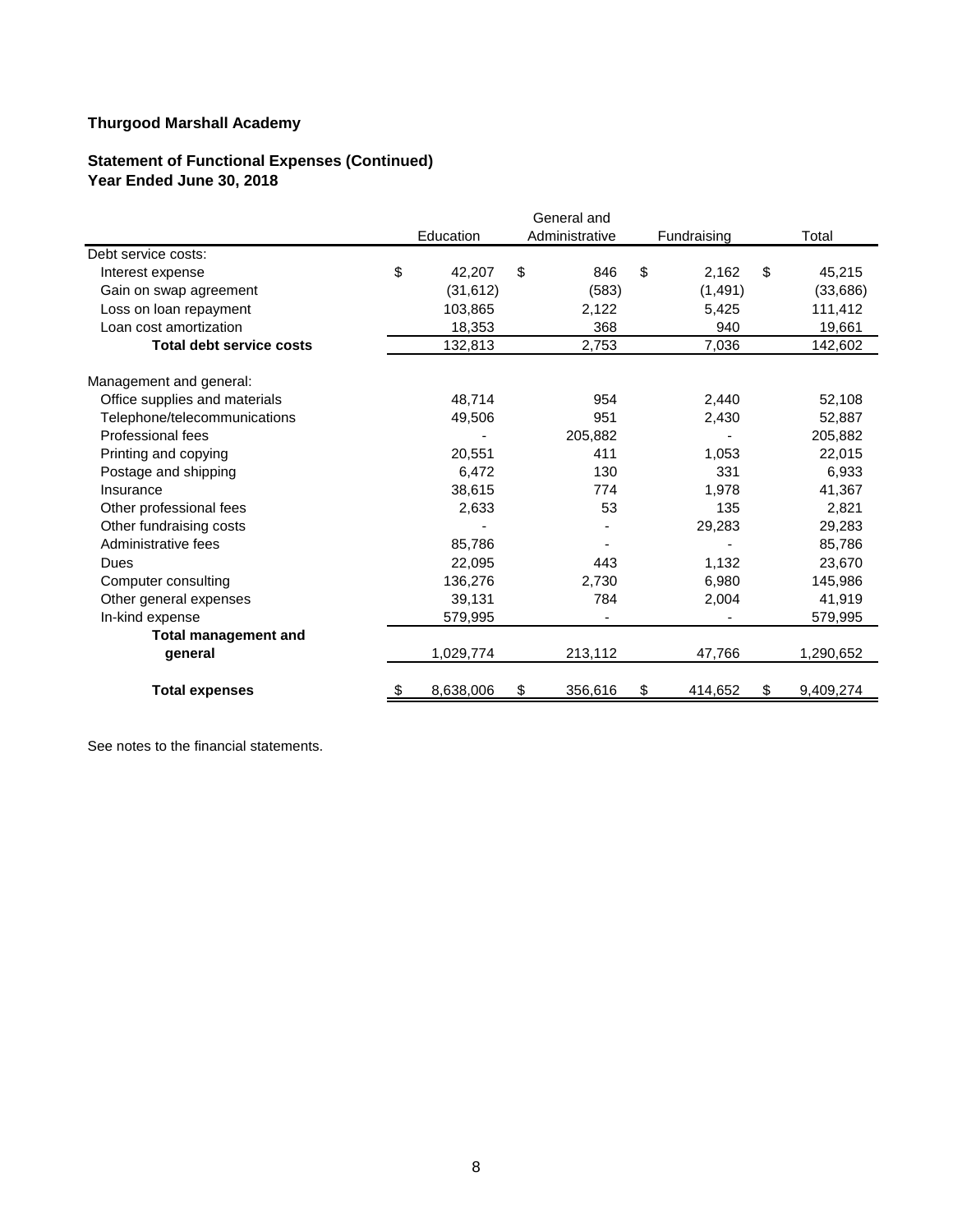**Thurgood Marshall Academy**

**Statement of Functional Expenses (Continued)**
**Year Ended June 30, 2018**

| | Education | General and Administrative | Fundraising | Total |
|---|---|---|---|---|
| Debt service costs: | | | | |
| Interest expense | $ 42,207 | $ 846 | $ 2,162 | $ 45,215 |
| Gain on swap agreement | (31,612) | (583) | (1,491) | (33,686) |
| Loss on loan repayment | 103,865 | 2,122 | 5,425 | 111,412 |
| Loan cost amortization | 18,353 | 368 | 940 | 19,661 |
| **Total debt service costs** | 132,813 | 2,753 | 7,036 | 142,602 |
| Management and general: | | | | |
| Office supplies and materials | 48,714 | 954 | 2,440 | 52,108 |
| Telephone/telecommunications | 49,506 | 951 | 2,430 | 52,887 |
| Professional fees | - | 205,882 | - | 205,882 |
| Printing and copying | 20,551 | 411 | 1,053 | 22,015 |
| Postage and shipping | 6,472 | 130 | 331 | 6,933 |
| Insurance | 38,615 | 774 | 1,978 | 41,367 |
| Other professional fees | 2,633 | 53 | 135 | 2,821 |
| Other fundraising costs | - | - | 29,283 | 29,283 |
| Administrative fees | 85,786 | - | - | 85,786 |
| Dues | 22,095 | 443 | 1,132 | 23,670 |
| Computer consulting | 136,276 | 2,730 | 6,980 | 145,986 |
| Other general expenses | 39,131 | 784 | 2,004 | 41,919 |
| In-kind expense | 579,995 | - | - | 579,995 |
| **Total management and general** | 1,029,774 | 213,112 | 47,766 | 1,290,652 |
| **Total expenses** | $ 8,638,006 | $ 356,616 | $ 414,652 | $ 9,409,274 |

See notes to the financial statements.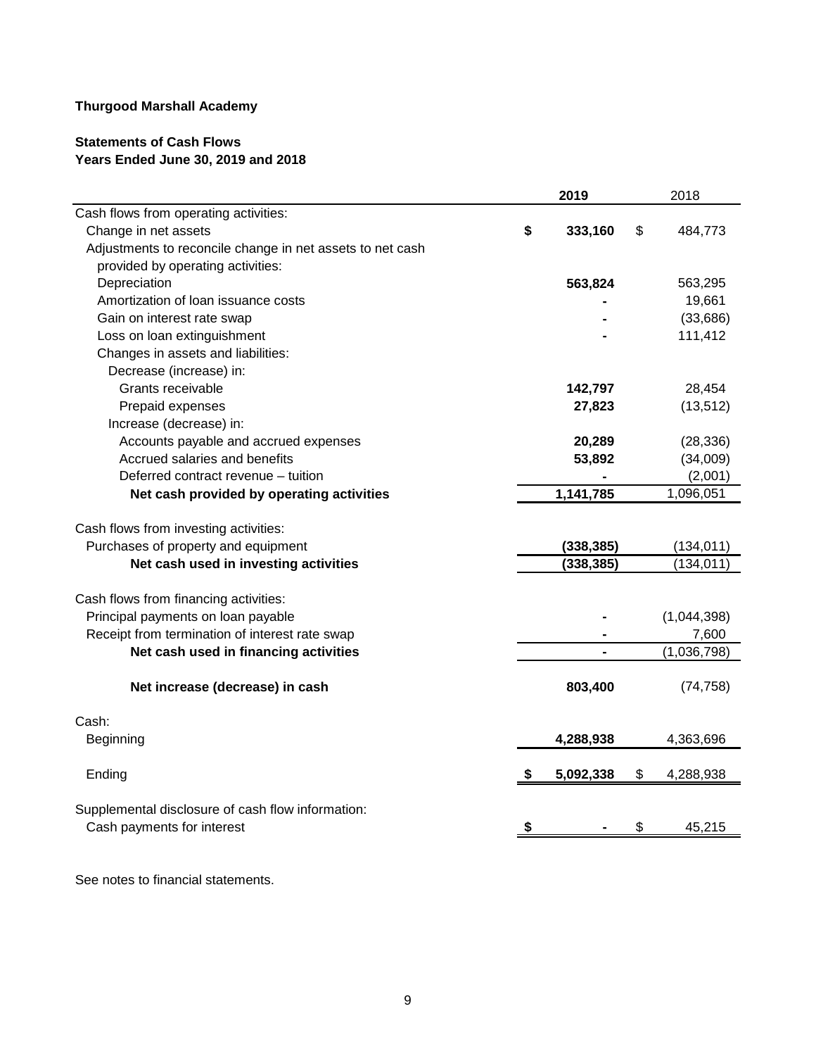**Thurgood Marshall Academy**

**Statements of Cash Flows**
**Years Ended June 30, 2019 and 2018**

| | **2019** | 2018 |
|---|---|---|
| Cash flows from operating activities: | | |
| Change in net assets | **$ 333,160** | $ 484,773 |
| Adjustments to reconcile change in net assets to net cash provided by operating activities: | | |
| Depreciation | **563,824** | 563,295 |
| Amortization of loan issuance costs | **-** | 19,661 |
| Gain on interest rate swap | **-** | (33,686) |
| Loss on loan extinguishment | **-** | 111,412 |
| Changes in assets and liabilities: | | |
| Decrease (increase) in: | | |
| Grants receivable | **142,797** | 28,454 |
| Prepaid expenses | **27,823** | (13,512) |
| Increase (decrease) in: | | |
| Accounts payable and accrued expenses | **20,289** | (28,336) |
| Accrued salaries and benefits | **53,892** | (34,009) |
| Deferred contract revenue – tuition | **-** | (2,001) |
| **Net cash provided by operating activities** | **1,141,785** | 1,096,051 |
| Cash flows from investing activities: | | |
| Purchases of property and equipment | **(338,385)** | (134,011) |
| **Net cash used in investing activities** | **(338,385)** | (134,011) |
| Cash flows from financing activities: | | |
| Principal payments on loan payable | **-** | (1,044,398) |
| Receipt from termination of interest rate swap | **-** | 7,600 |
| **Net cash used in financing activities** | **-** | (1,036,798) |
| **Net increase (decrease) in cash** | **803,400** | (74,758) |
| Cash: | | |
| Beginning | **4,288,938** | 4,363,696 |
| Ending | **$ 5,092,338** | $ 4,288,938 |
| Supplemental disclosure of cash flow information: | | |
| Cash payments for interest | **$ -** | $ 45,215 |

See notes to financial statements.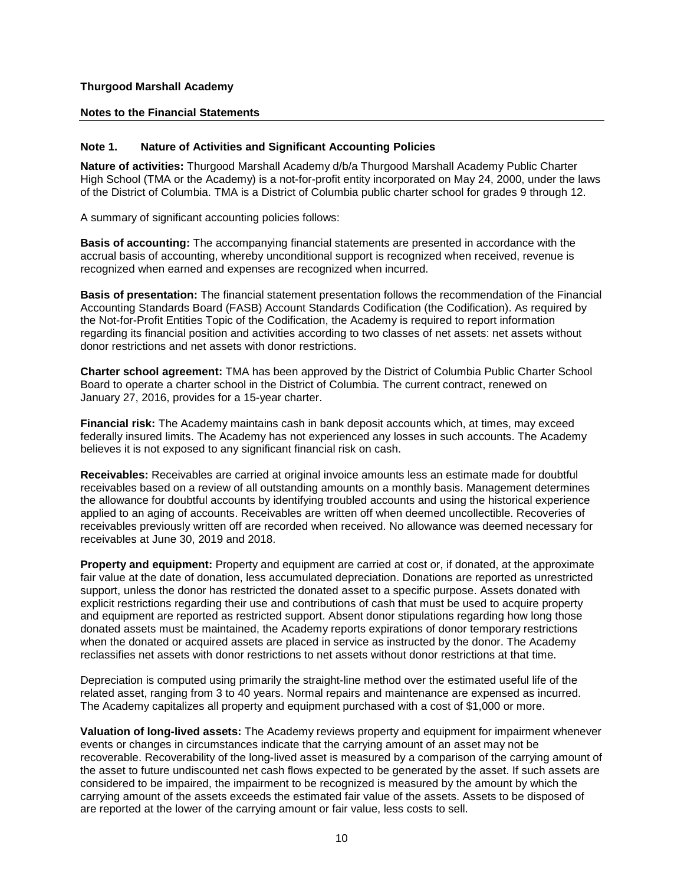**Thurgood Marshall Academy**

**Notes to the Financial Statements**

**Note 1. Nature of Activities and Significant Accounting Policies**

**Nature of activities:** Thurgood Marshall Academy d/b/a Thurgood Marshall Academy Public Charter High School (TMA or the Academy) is a not-for-profit entity incorporated on May 24, 2000, under the laws of the District of Columbia. TMA is a District of Columbia public charter school for grades 9 through 12.

A summary of significant accounting policies follows:

**Basis of accounting:** The accompanying financial statements are presented in accordance with the accrual basis of accounting, whereby unconditional support is recognized when received, revenue is recognized when earned and expenses are recognized when incurred.

**Basis of presentation:** The financial statement presentation follows the recommendation of the Financial Accounting Standards Board (FASB) Account Standards Codification (the Codification). As required by the Not-for-Profit Entities Topic of the Codification, the Academy is required to report information regarding its financial position and activities according to two classes of net assets: net assets without donor restrictions and net assets with donor restrictions.

**Charter school agreement:** TMA has been approved by the District of Columbia Public Charter School Board to operate a charter school in the District of Columbia. The current contract, renewed on January 27, 2016, provides for a 15-year charter.

**Financial risk:** The Academy maintains cash in bank deposit accounts which, at times, may exceed federally insured limits. The Academy has not experienced any losses in such accounts. The Academy believes it is not exposed to any significant financial risk on cash.

**Receivables:** Receivables are carried at original invoice amounts less an estimate made for doubtful receivables based on a review of all outstanding amounts on a monthly basis. Management determines the allowance for doubtful accounts by identifying troubled accounts and using the historical experience applied to an aging of accounts. Receivables are written off when deemed uncollectible. Recoveries of receivables previously written off are recorded when received. No allowance was deemed necessary for receivables at June 30, 2019 and 2018.

**Property and equipment:** Property and equipment are carried at cost or, if donated, at the approximate fair value at the date of donation, less accumulated depreciation. Donations are reported as unrestricted support, unless the donor has restricted the donated asset to a specific purpose. Assets donated with explicit restrictions regarding their use and contributions of cash that must be used to acquire property and equipment are reported as restricted support. Absent donor stipulations regarding how long those donated assets must be maintained, the Academy reports expirations of donor temporary restrictions when the donated or acquired assets are placed in service as instructed by the donor. The Academy reclassifies net assets with donor restrictions to net assets without donor restrictions at that time.

Depreciation is computed using primarily the straight-line method over the estimated useful life of the related asset, ranging from 3 to 40 years. Normal repairs and maintenance are expensed as incurred. The Academy capitalizes all property and equipment purchased with a cost of $1,000 or more.

**Valuation of long-lived assets:** The Academy reviews property and equipment for impairment whenever events or changes in circumstances indicate that the carrying amount of an asset may not be recoverable. Recoverability of the long-lived asset is measured by a comparison of the carrying amount of the asset to future undiscounted net cash flows expected to be generated by the asset. If such assets are considered to be impaired, the impairment to be recognized is measured by the amount by which the carrying amount of the assets exceeds the estimated fair value of the assets. Assets to be disposed of are reported at the lower of the carrying amount or fair value, less costs to sell.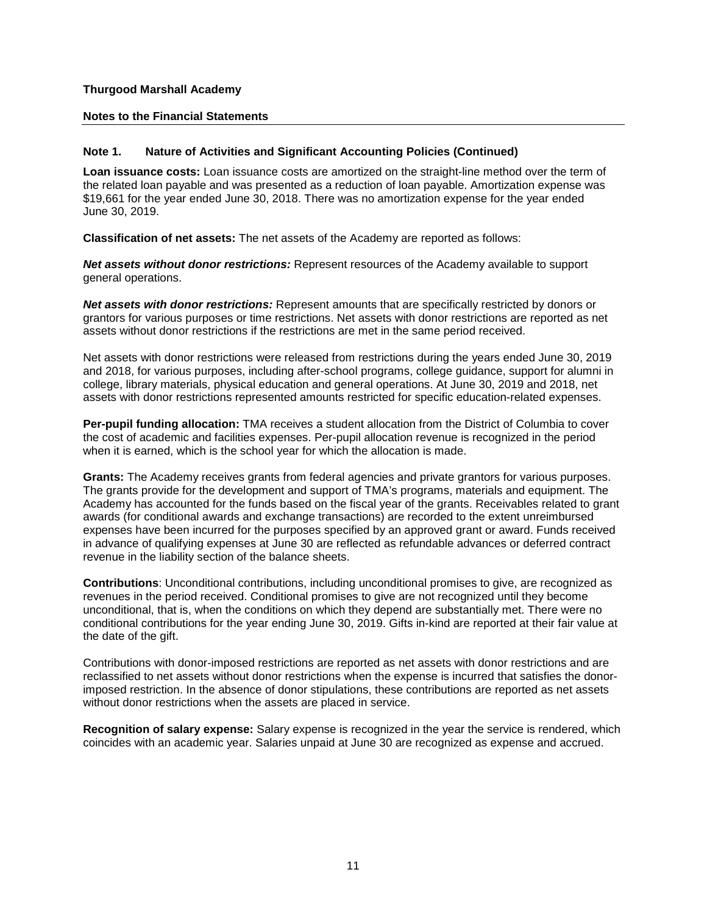**Thurgood Marshall Academy**

**Notes to the Financial Statements**

## Note 1. Nature of Activities and Significant Accounting Policies (Continued)

**Loan issuance costs:** Loan issuance costs are amortized on the straight-line method over the term of the related loan payable and was presented as a reduction of loan payable. Amortization expense was $19,661 for the year ended June 30, 2018. There was no amortization expense for the year ended June 30, 2019.

**Classification of net assets:** The net assets of the Academy are reported as follows:

***Net assets without donor restrictions:*** Represent resources of the Academy available to support general operations.

***Net assets with donor restrictions:*** Represent amounts that are specifically restricted by donors or grantors for various purposes or time restrictions. Net assets with donor restrictions are reported as net assets without donor restrictions if the restrictions are met in the same period received.

Net assets with donor restrictions were released from restrictions during the years ended June 30, 2019 and 2018, for various purposes, including after-school programs, college guidance, support for alumni in college, library materials, physical education and general operations. At June 30, 2019 and 2018, net assets with donor restrictions represented amounts restricted for specific education-related expenses.

**Per-pupil funding allocation:** TMA receives a student allocation from the District of Columbia to cover the cost of academic and facilities expenses. Per-pupil allocation revenue is recognized in the period when it is earned, which is the school year for which the allocation is made.

**Grants:** The Academy receives grants from federal agencies and private grantors for various purposes. The grants provide for the development and support of TMA's programs, materials and equipment. The Academy has accounted for the funds based on the fiscal year of the grants. Receivables related to grant awards (for conditional awards and exchange transactions) are recorded to the extent unreimbursed expenses have been incurred for the purposes specified by an approved grant or award. Funds received in advance of qualifying expenses at June 30 are reflected as refundable advances or deferred contract revenue in the liability section of the balance sheets.

**Contributions**: Unconditional contributions, including unconditional promises to give, are recognized as revenues in the period received. Conditional promises to give are not recognized until they become unconditional, that is, when the conditions on which they depend are substantially met. There were no conditional contributions for the year ending June 30, 2019. Gifts in-kind are reported at their fair value at the date of the gift.

Contributions with donor-imposed restrictions are reported as net assets with donor restrictions and are reclassified to net assets without donor restrictions when the expense is incurred that satisfies the donor-imposed restriction. In the absence of donor stipulations, these contributions are reported as net assets without donor restrictions when the assets are placed in service.

**Recognition of salary expense:** Salary expense is recognized in the year the service is rendered, which coincides with an academic year. Salaries unpaid at June 30 are recognized as expense and accrued.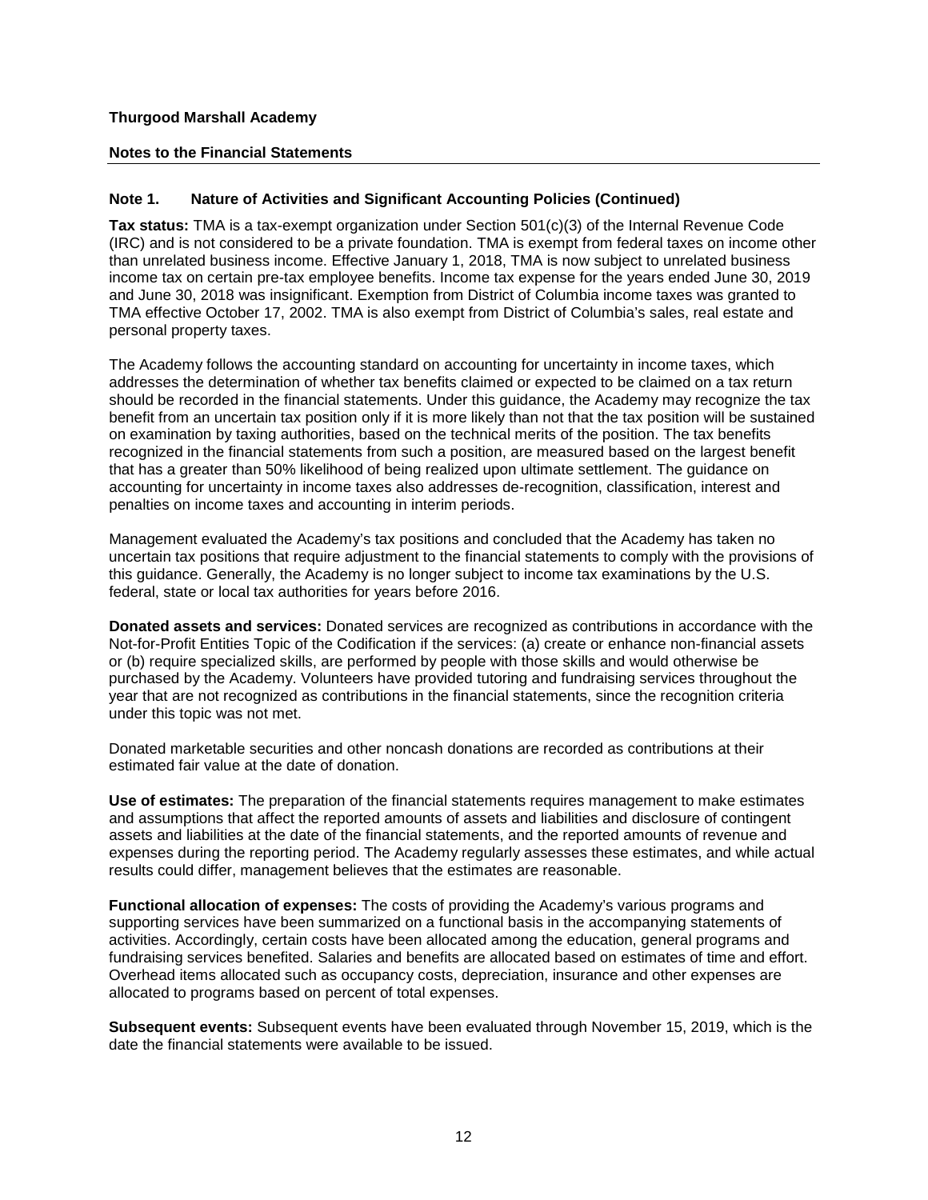**Thurgood Marshall Academy**

**Notes to the Financial Statements**

**Note 1. Nature of Activities and Significant Accounting Policies (Continued)**

**Tax status:** TMA is a tax-exempt organization under Section 501(c)(3) of the Internal Revenue Code (IRC) and is not considered to be a private foundation. TMA is exempt from federal taxes on income other than unrelated business income. Effective January 1, 2018, TMA is now subject to unrelated business income tax on certain pre-tax employee benefits. Income tax expense for the years ended June 30, 2019 and June 30, 2018 was insignificant. Exemption from District of Columbia income taxes was granted to TMA effective October 17, 2002. TMA is also exempt from District of Columbia's sales, real estate and personal property taxes.

The Academy follows the accounting standard on accounting for uncertainty in income taxes, which addresses the determination of whether tax benefits claimed or expected to be claimed on a tax return should be recorded in the financial statements. Under this guidance, the Academy may recognize the tax benefit from an uncertain tax position only if it is more likely than not that the tax position will be sustained on examination by taxing authorities, based on the technical merits of the position. The tax benefits recognized in the financial statements from such a position, are measured based on the largest benefit that has a greater than 50% likelihood of being realized upon ultimate settlement. The guidance on accounting for uncertainty in income taxes also addresses de-recognition, classification, interest and penalties on income taxes and accounting in interim periods.

Management evaluated the Academy's tax positions and concluded that the Academy has taken no uncertain tax positions that require adjustment to the financial statements to comply with the provisions of this guidance. Generally, the Academy is no longer subject to income tax examinations by the U.S. federal, state or local tax authorities for years before 2016.

**Donated assets and services:** Donated services are recognized as contributions in accordance with the Not-for-Profit Entities Topic of the Codification if the services: (a) create or enhance non-financial assets or (b) require specialized skills, are performed by people with those skills and would otherwise be purchased by the Academy. Volunteers have provided tutoring and fundraising services throughout the year that are not recognized as contributions in the financial statements, since the recognition criteria under this topic was not met.

Donated marketable securities and other noncash donations are recorded as contributions at their estimated fair value at the date of donation.

**Use of estimates:** The preparation of the financial statements requires management to make estimates and assumptions that affect the reported amounts of assets and liabilities and disclosure of contingent assets and liabilities at the date of the financial statements, and the reported amounts of revenue and expenses during the reporting period. The Academy regularly assesses these estimates, and while actual results could differ, management believes that the estimates are reasonable.

**Functional allocation of expenses:** The costs of providing the Academy's various programs and supporting services have been summarized on a functional basis in the accompanying statements of activities. Accordingly, certain costs have been allocated among the education, general programs and fundraising services benefited. Salaries and benefits are allocated based on estimates of time and effort. Overhead items allocated such as occupancy costs, depreciation, insurance and other expenses are allocated to programs based on percent of total expenses.

**Subsequent events:** Subsequent events have been evaluated through November 15, 2019, which is the date the financial statements were available to be issued.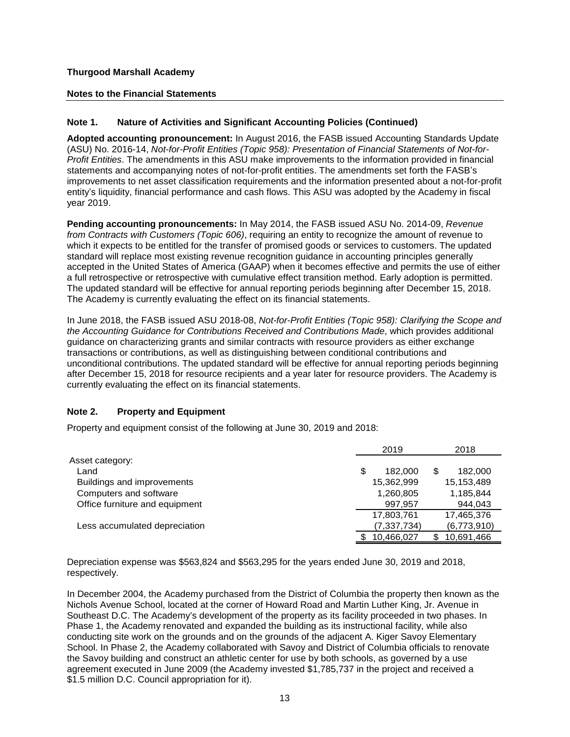**Thurgood Marshall Academy**

**Notes to the Financial Statements**

## Note 1. Nature of Activities and Significant Accounting Policies (Continued)

**Adopted accounting pronouncement:** In August 2016, the FASB issued Accounting Standards Update (ASU) No. 2016-14, *Not-for-Profit Entities (Topic 958): Presentation of Financial Statements of Not-for-Profit Entities*. The amendments in this ASU make improvements to the information provided in financial statements and accompanying notes of not-for-profit entities. The amendments set forth the FASB's improvements to net asset classification requirements and the information presented about a not-for-profit entity's liquidity, financial performance and cash flows. This ASU was adopted by the Academy in fiscal year 2019.

**Pending accounting pronouncements:** In May 2014, the FASB issued ASU No. 2014-09, *Revenue from Contracts with Customers (Topic 606)*, requiring an entity to recognize the amount of revenue to which it expects to be entitled for the transfer of promised goods or services to customers. The updated standard will replace most existing revenue recognition guidance in accounting principles generally accepted in the United States of America (GAAP) when it becomes effective and permits the use of either a full retrospective or retrospective with cumulative effect transition method. Early adoption is permitted. The updated standard will be effective for annual reporting periods beginning after December 15, 2018. The Academy is currently evaluating the effect on its financial statements.

In June 2018, the FASB issued ASU 2018-08, *Not-for-Profit Entities (Topic 958): Clarifying the Scope and the Accounting Guidance for Contributions Received and Contributions Made*, which provides additional guidance on characterizing grants and similar contracts with resource providers as either exchange transactions or contributions, as well as distinguishing between conditional contributions and unconditional contributions. The updated standard will be effective for annual reporting periods beginning after December 15, 2018 for resource recipients and a year later for resource providers. The Academy is currently evaluating the effect on its financial statements.

## Note 2. Property and Equipment

Property and equipment consist of the following at June 30, 2019 and 2018:

| | 2019 | 2018 |
|---|---|---|
| Asset category: | | |
| Land | $ 182,000 | $ 182,000 |
| Buildings and improvements | 15,362,999 | 15,153,489 |
| Computers and software | 1,260,805 | 1,185,844 |
| Office furniture and equipment | 997,957 | 944,043 |
| | 17,803,761 | 17,465,376 |
| Less accumulated depreciation | (7,337,734) | (6,773,910) |
| | $ 10,466,027 | $ 10,691,466 |

Depreciation expense was $563,824 and $563,295 for the years ended June 30, 2019 and 2018, respectively.

In December 2004, the Academy purchased from the District of Columbia the property then known as the Nichols Avenue School, located at the corner of Howard Road and Martin Luther King, Jr. Avenue in Southeast D.C. The Academy's development of the property as its facility proceeded in two phases. In Phase 1, the Academy renovated and expanded the building as its instructional facility, while also conducting site work on the grounds and on the grounds of the adjacent A. Kiger Savoy Elementary School. In Phase 2, the Academy collaborated with Savoy and District of Columbia officials to renovate the Savoy building and construct an athletic center for use by both schools, as governed by a use agreement executed in June 2009 (the Academy invested $1,785,737 in the project and received a $1.5 million D.C. Council appropriation for it).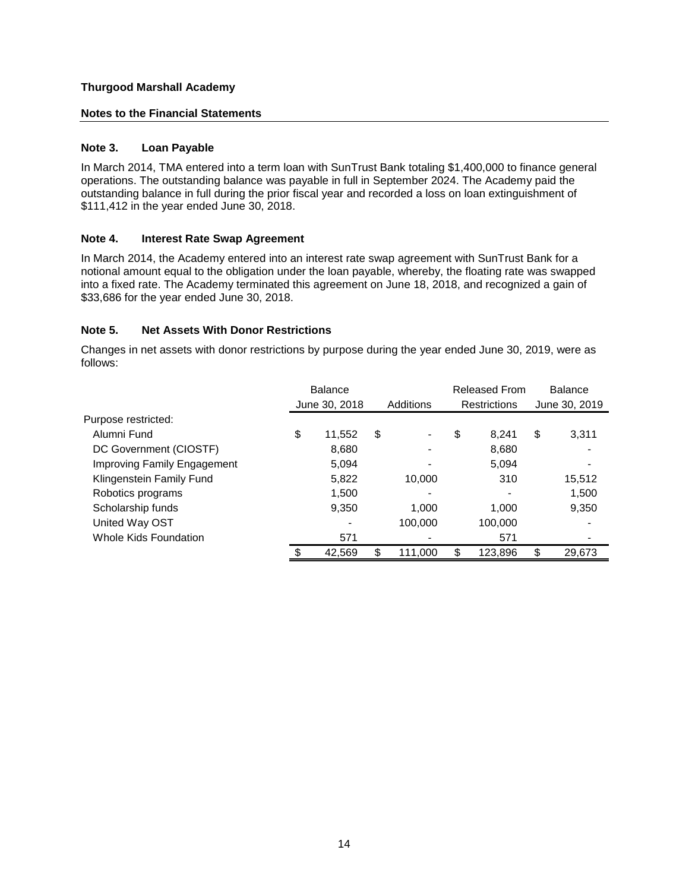**Thurgood Marshall Academy**

**Notes to the Financial Statements**

### Note 3. Loan Payable

In March 2014, TMA entered into a term loan with SunTrust Bank totaling $1,400,000 to finance general operations. The outstanding balance was payable in full in September 2024. The Academy paid the outstanding balance in full during the prior fiscal year and recorded a loss on loan extinguishment of $111,412 in the year ended June 30, 2018.

### Note 4. Interest Rate Swap Agreement

In March 2014, the Academy entered into an interest rate swap agreement with SunTrust Bank for a notional amount equal to the obligation under the loan payable, whereby, the floating rate was swapped into a fixed rate. The Academy terminated this agreement on June 18, 2018, and recognized a gain of $33,686 for the year ended June 30, 2018.

### Note 5. Net Assets With Donor Restrictions

Changes in net assets with donor restrictions by purpose during the year ended June 30, 2019, were as follows:

| | Balance June 30, 2018 | Additions | Released From Restrictions | Balance June 30, 2019 |
|---|---|---|---|---|
| Purpose restricted: | | | | |
| Alumni Fund | $ 11,552 | $ - | $ 8,241 | $ 3,311 |
| DC Government (CIOSTF) | 8,680 | - | 8,680 | - |
| Improving Family Engagement | 5,094 | - | 5,094 | - |
| Klingenstein Family Fund | 5,822 | 10,000 | 310 | 15,512 |
| Robotics programs | 1,500 | - | - | 1,500 |
| Scholarship funds | 9,350 | 1,000 | 1,000 | 9,350 |
| United Way OST | - | 100,000 | 100,000 | - |
| Whole Kids Foundation | 571 | - | 571 | - |
| | $ 42,569 | $ 111,000 | $ 123,896 | $ 29,673 |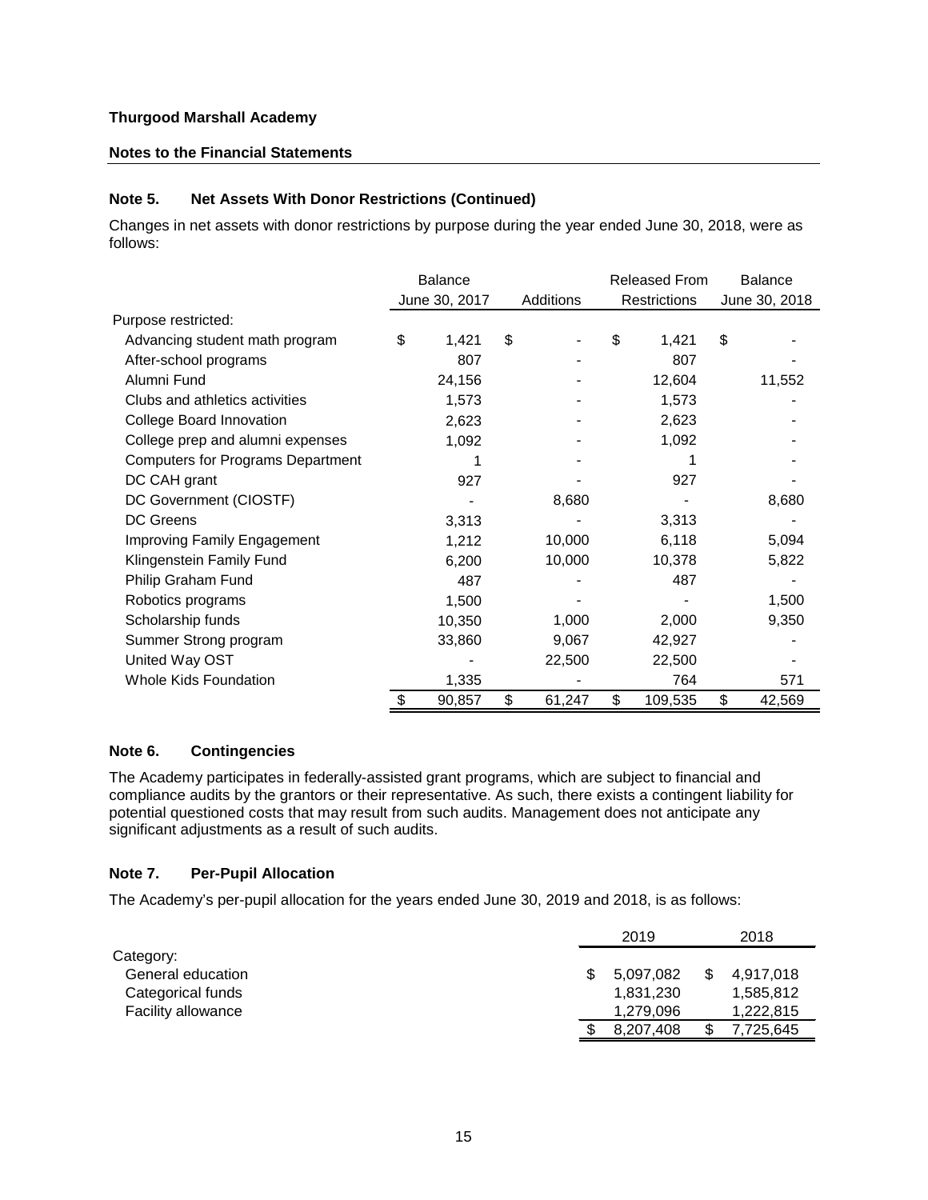**Thurgood Marshall Academy**

**Notes to the Financial Statements**

### Note 5. Net Assets With Donor Restrictions (Continued)

Changes in net assets with donor restrictions by purpose during the year ended June 30, 2018, were as follows:

| | Balance June 30, 2017 | Additions | Released From Restrictions | Balance June 30, 2018 |
|---|---|---|---|---|
| Purpose restricted: | | | | |
| Advancing student math program | $ 1,421 | $ - | $ 1,421 | $ - |
| After-school programs | 807 | - | 807 | - |
| Alumni Fund | 24,156 | - | 12,604 | 11,552 |
| Clubs and athletics activities | 1,573 | - | 1,573 | - |
| College Board Innovation | 2,623 | - | 2,623 | - |
| College prep and alumni expenses | 1,092 | - | 1,092 | - |
| Computers for Programs Department | 1 | - | 1 | - |
| DC CAH grant | 927 | - | 927 | - |
| DC Government (CIOSTF) | - | 8,680 | - | 8,680 |
| DC Greens | 3,313 | - | 3,313 | - |
| Improving Family Engagement | 1,212 | 10,000 | 6,118 | 5,094 |
| Klingenstein Family Fund | 6,200 | 10,000 | 10,378 | 5,822 |
| Philip Graham Fund | 487 | - | 487 | - |
| Robotics programs | 1,500 | - | - | 1,500 |
| Scholarship funds | 10,350 | 1,000 | 2,000 | 9,350 |
| Summer Strong program | 33,860 | 9,067 | 42,927 | - |
| United Way OST | - | 22,500 | 22,500 | - |
| Whole Kids Foundation | 1,335 | - | 764 | 571 |
| | $ 90,857 | $ 61,247 | $ 109,535 | $ 42,569 |

### Note 6. Contingencies

The Academy participates in federally-assisted grant programs, which are subject to financial and compliance audits by the grantors or their representative. As such, there exists a contingent liability for potential questioned costs that may result from such audits. Management does not anticipate any significant adjustments as a result of such audits.

### Note 7. Per-Pupil Allocation

The Academy's per-pupil allocation for the years ended June 30, 2019 and 2018, is as follows:

| | 2019 | 2018 |
|---|---|---|
| Category: | | |
| General education | $ 5,097,082 | $ 4,917,018 |
| Categorical funds | 1,831,230 | 1,585,812 |
| Facility allowance | 1,279,096 | 1,222,815 |
| | $ 8,207,408 | $ 7,725,645 |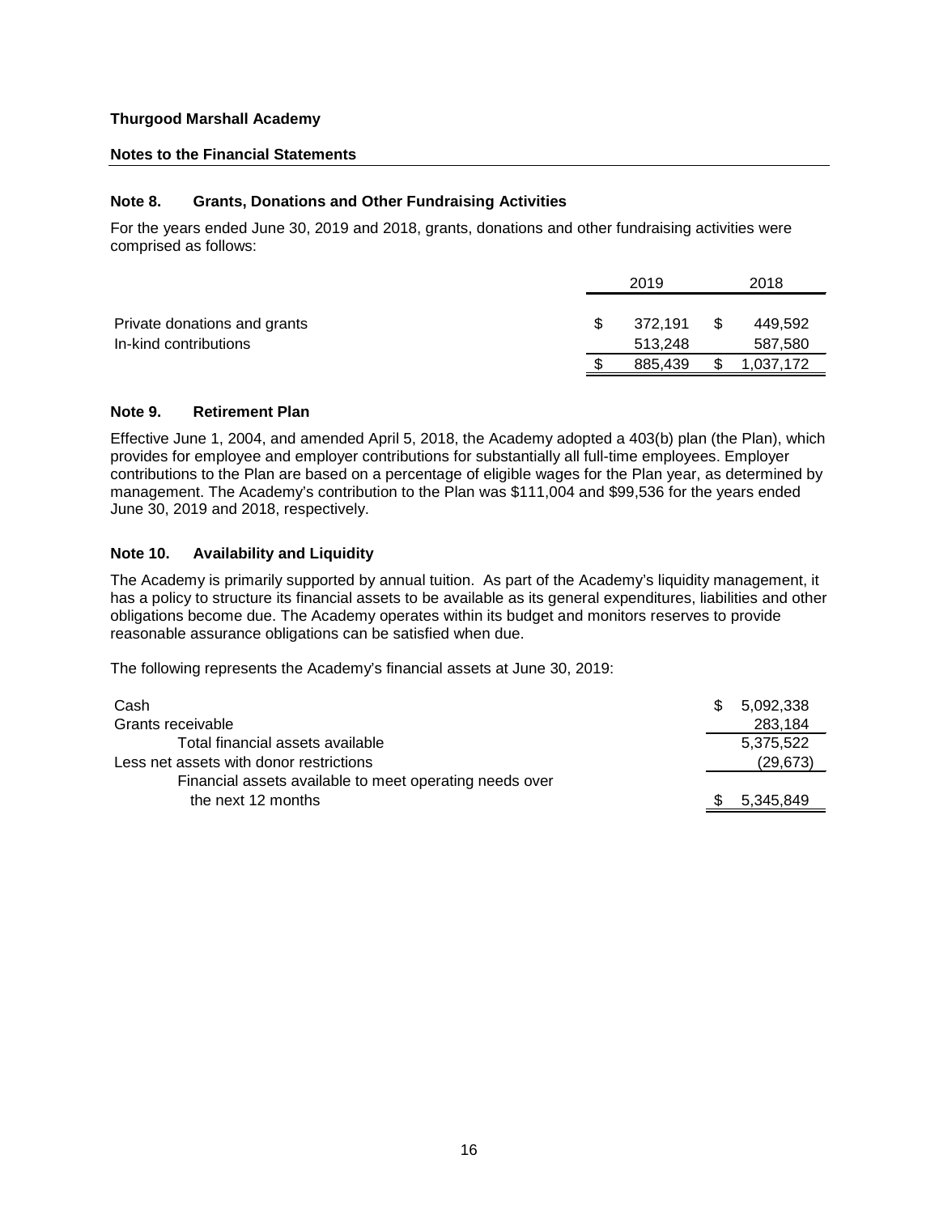**Thurgood Marshall Academy**

**Notes to the Financial Statements**

## Note 8. Grants, Donations and Other Fundraising Activities

For the years ended June 30, 2019 and 2018, grants, donations and other fundraising activities were comprised as follows:

| | 2019 | 2018 |
|---|---|---|
| Private donations and grants | $ 372,191 | $ 449,592 |
| In-kind contributions | 513,248 | 587,580 |
| | $ 885,439 | $ 1,037,172 |

## Note 9. Retirement Plan

Effective June 1, 2004, and amended April 5, 2018, the Academy adopted a 403(b) plan (the Plan), which provides for employee and employer contributions for substantially all full-time employees. Employer contributions to the Plan are based on a percentage of eligible wages for the Plan year, as determined by management. The Academy's contribution to the Plan was $111,004 and $99,536 for the years ended June 30, 2019 and 2018, respectively.

## Note 10. Availability and Liquidity

The Academy is primarily supported by annual tuition. As part of the Academy's liquidity management, it has a policy to structure its financial assets to be available as its general expenditures, liabilities and other obligations become due. The Academy operates within its budget and monitors reserves to provide reasonable assurance obligations can be satisfied when due.

The following represents the Academy's financial assets at June 30, 2019:

| | |
|---|---|
| Cash | $ 5,092,338 |
| Grants receivable | 283,184 |
| Total financial assets available | 5,375,522 |
| Less net assets with donor restrictions | (29,673) |
| Financial assets available to meet operating needs over the next 12 months | $ 5,345,849 |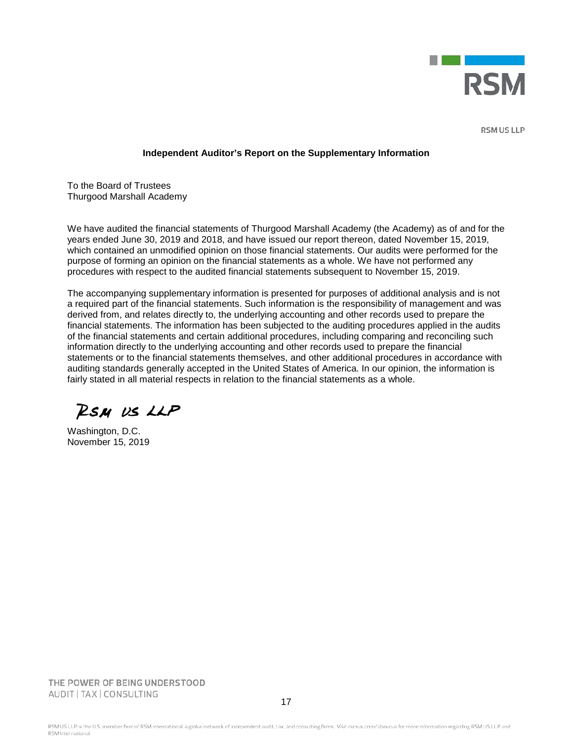RSM US LLP

## Independent Auditor's Report on the Supplementary Information

To the Board of Trustees
Thurgood Marshall Academy

We have audited the financial statements of Thurgood Marshall Academy (the Academy) as of and for the years ended June 30, 2019 and 2018, and have issued our report thereon, dated November 15, 2019, which contained an unmodified opinion on those financial statements. Our audits were performed for the purpose of forming an opinion on the financial statements as a whole. We have not performed any procedures with respect to the audited financial statements subsequent to November 15, 2019.

The accompanying supplementary information is presented for purposes of additional analysis and is not a required part of the financial statements. Such information is the responsibility of management and was derived from, and relates directly to, the underlying accounting and other records used to prepare the financial statements. The information has been subjected to the auditing procedures applied in the audits of the financial statements and certain additional procedures, including comparing and reconciling such information directly to the underlying accounting and other records used to prepare the financial statements or to the financial statements themselves, and other additional procedures in accordance with auditing standards generally accepted in the United States of America. In our opinion, the information is fairly stated in all material respects in relation to the financial statements as a whole.

RSM US LLP

Washington, D.C.
November 15, 2019

THE POWER OF BEING UNDERSTOOD
AUDIT | TAX | CONSULTING

RSM US LLP is the U.S. member firm of RSM International, a global network of independent audit, tax, and consulting firms. Visit rsmus.com/aboutus for more information regarding RSM US LLP and RSM International.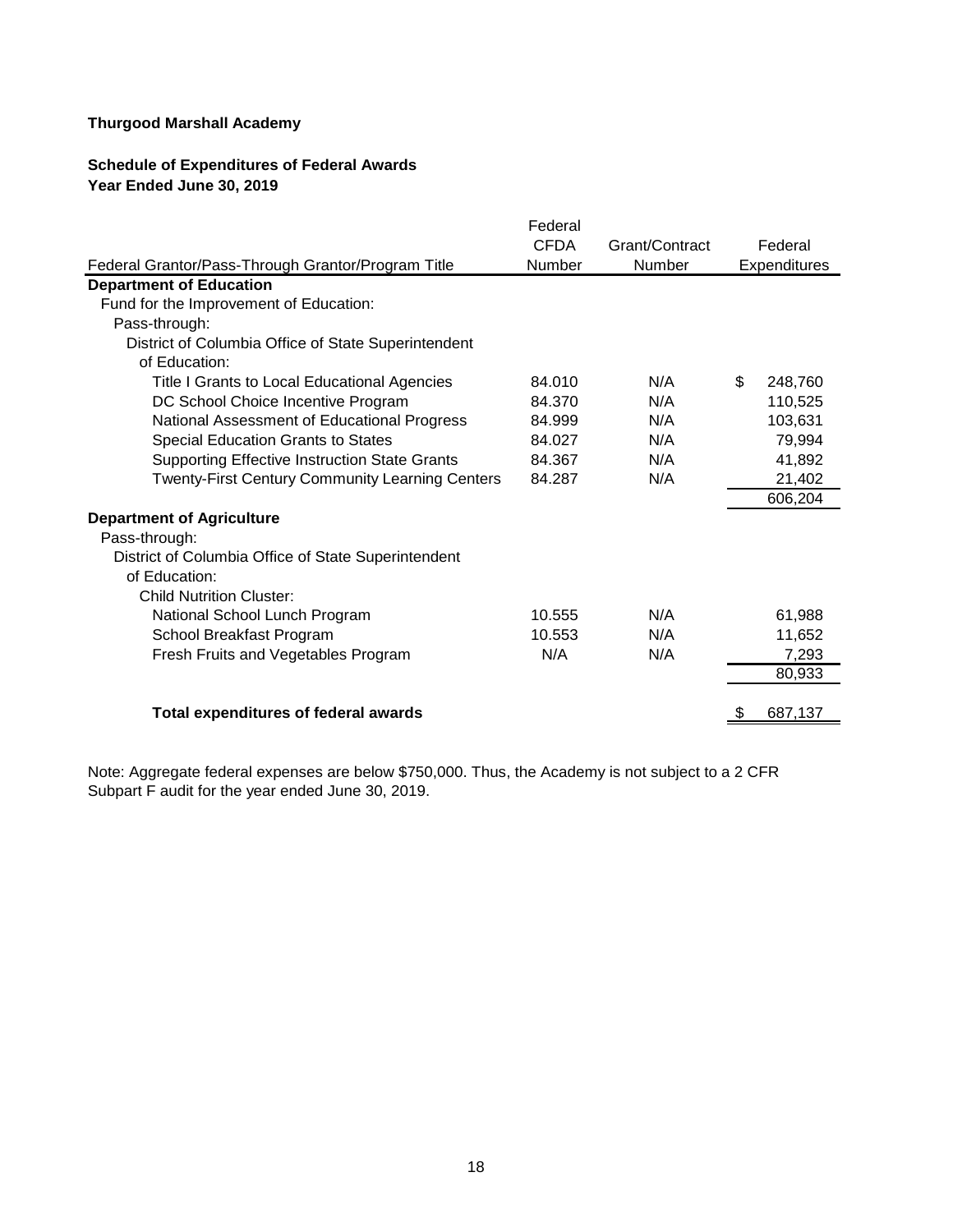**Thurgood Marshall Academy**

**Schedule of Expenditures of Federal Awards**
**Year Ended June 30, 2019**

| Federal Grantor/Pass-Through Grantor/Program Title | Federal CFDA Number | Grant/Contract Number | Federal Expenditures |
|---|---|---|---|
| **Department of Education** | | | |
| Fund for the Improvement of Education: | | | |
| Pass-through: | | | |
| District of Columbia Office of State Superintendent of Education: | | | |
| Title I Grants to Local Educational Agencies | 84.010 | N/A | $ 248,760 |
| DC School Choice Incentive Program | 84.370 | N/A | 110,525 |
| National Assessment of Educational Progress | 84.999 | N/A | 103,631 |
| Special Education Grants to States | 84.027 | N/A | 79,994 |
| Supporting Effective Instruction State Grants | 84.367 | N/A | 41,892 |
| Twenty-First Century Community Learning Centers | 84.287 | N/A | 21,402 |
| | | | 606,204 |
| **Department of Agriculture** | | | |
| Pass-through: | | | |
| District of Columbia Office of State Superintendent of Education: | | | |
| Child Nutrition Cluster: | | | |
| National School Lunch Program | 10.555 | N/A | 61,988 |
| School Breakfast Program | 10.553 | N/A | 11,652 |
| Fresh Fruits and Vegetables Program | N/A | N/A | 7,293 |
| | | | 80,933 |
| **Total expenditures of federal awards** | | | $ 687,137 |

Note: Aggregate federal expenses are below $750,000. Thus, the Academy is not subject to a 2 CFR Subpart F audit for the year ended June 30, 2019.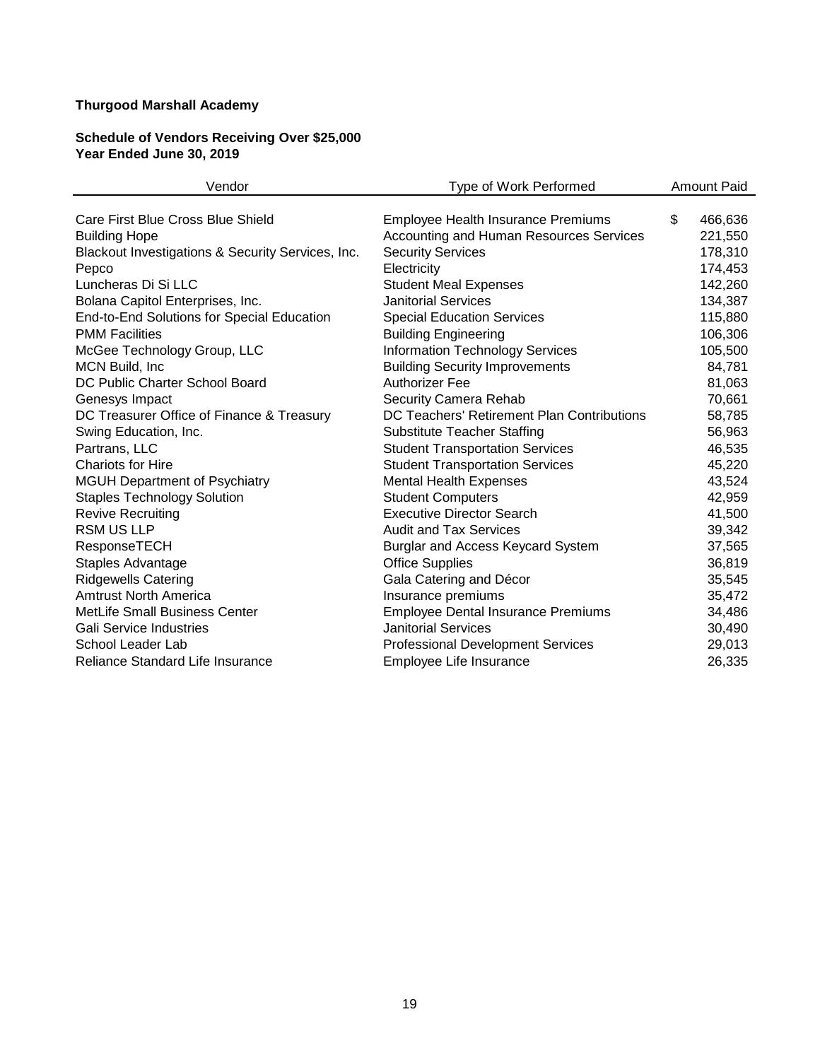**Thurgood Marshall Academy**

**Schedule of Vendors Receiving Over $25,000**
**Year Ended June 30, 2019**

| Vendor | Type of Work Performed | Amount Paid |
|---|---|---|
| Care First Blue Cross Blue Shield | Employee Health Insurance Premiums | $ 466,636 |
| Building Hope | Accounting and Human Resources Services | 221,550 |
| Blackout Investigations & Security Services, Inc. | Security Services | 178,310 |
| Pepco | Electricity | 174,453 |
| Luncheras Di Si LLC | Student Meal Expenses | 142,260 |
| Bolana Capitol Enterprises, Inc. | Janitorial Services | 134,387 |
| End-to-End Solutions for Special Education | Special Education Services | 115,880 |
| PMM Facilities | Building Engineering | 106,306 |
| McGee Technology Group, LLC | Information Technology Services | 105,500 |
| MCN Build, Inc | Building Security Improvements | 84,781 |
| DC Public Charter School Board | Authorizer Fee | 81,063 |
| Genesys Impact | Security Camera Rehab | 70,661 |
| DC Treasurer Office of Finance & Treasury | DC Teachers' Retirement Plan Contributions | 58,785 |
| Swing Education, Inc. | Substitute Teacher Staffing | 56,963 |
| Partrans, LLC | Student Transportation Services | 46,535 |
| Chariots for Hire | Student Transportation Services | 45,220 |
| MGUH Department of Psychiatry | Mental Health Expenses | 43,524 |
| Staples Technology Solution | Student Computers | 42,959 |
| Revive Recruiting | Executive Director Search | 41,500 |
| RSM US LLP | Audit and Tax Services | 39,342 |
| ResponseTECH | Burglar and Access Keycard System | 37,565 |
| Staples Advantage | Office Supplies | 36,819 |
| Ridgewells Catering | Gala Catering and Décor | 35,545 |
| Amtrust North America | Insurance premiums | 35,472 |
| MetLife Small Business Center | Employee Dental Insurance Premiums | 34,486 |
| Gali Service Industries | Janitorial Services | 30,490 |
| School Leader Lab | Professional Development Services | 29,013 |
| Reliance Standard Life Insurance | Employee Life Insurance | 26,335 |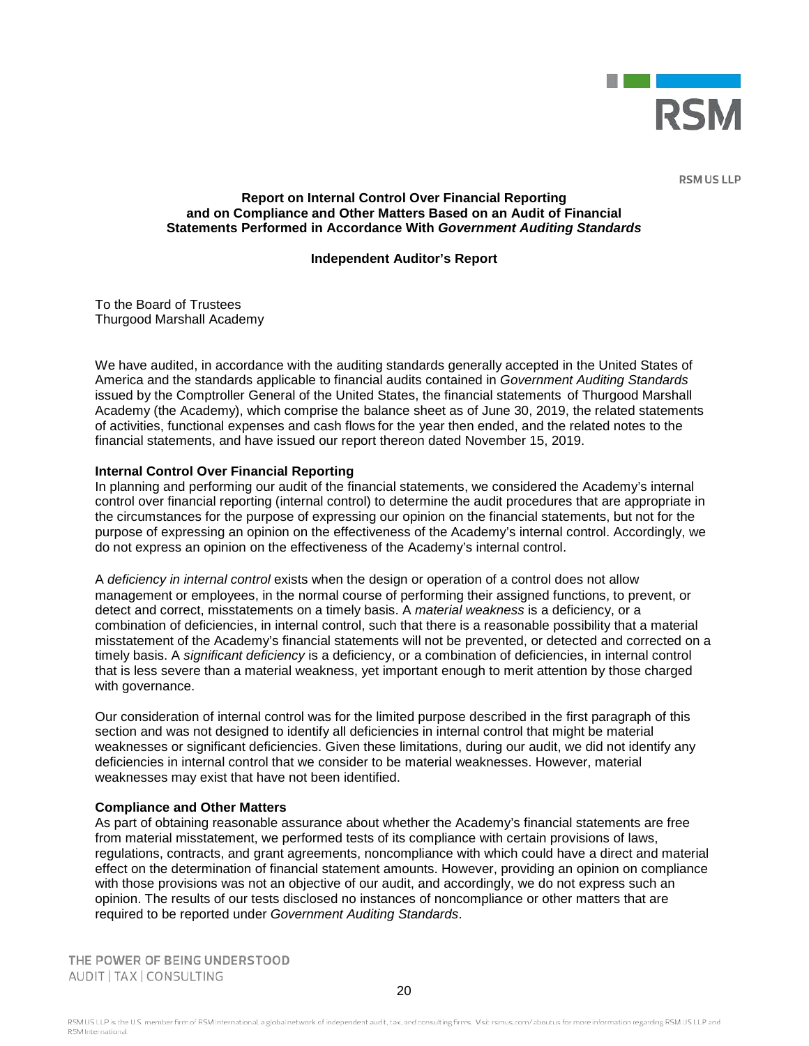RSM US LLP

**Report on Internal Control Over Financial Reporting and on Compliance and Other Matters Based on an Audit of Financial Statements Performed in Accordance With *Government Auditing Standards***

**Independent Auditor's Report**

To the Board of Trustees
Thurgood Marshall Academy

We have audited, in accordance with the auditing standards generally accepted in the United States of America and the standards applicable to financial audits contained in *Government Auditing Standards* issued by the Comptroller General of the United States, the financial statements of Thurgood Marshall Academy (the Academy), which comprise the balance sheet as of June 30, 2019, the related statements of activities, functional expenses and cash flows for the year then ended, and the related notes to the financial statements, and have issued our report thereon dated November 15, 2019.

**Internal Control Over Financial Reporting**

In planning and performing our audit of the financial statements, we considered the Academy's internal control over financial reporting (internal control) to determine the audit procedures that are appropriate in the circumstances for the purpose of expressing our opinion on the financial statements, but not for the purpose of expressing an opinion on the effectiveness of the Academy's internal control. Accordingly, we do not express an opinion on the effectiveness of the Academy's internal control.

A *deficiency in internal control* exists when the design or operation of a control does not allow management or employees, in the normal course of performing their assigned functions, to prevent, or detect and correct, misstatements on a timely basis. A *material weakness* is a deficiency, or a combination of deficiencies, in internal control, such that there is a reasonable possibility that a material misstatement of the Academy's financial statements will not be prevented, or detected and corrected on a timely basis. A *significant deficiency* is a deficiency, or a combination of deficiencies, in internal control that is less severe than a material weakness, yet important enough to merit attention by those charged with governance.

Our consideration of internal control was for the limited purpose described in the first paragraph of this section and was not designed to identify all deficiencies in internal control that might be material weaknesses or significant deficiencies. Given these limitations, during our audit, we did not identify any deficiencies in internal control that we consider to be material weaknesses. However, material weaknesses may exist that have not been identified.

**Compliance and Other Matters**

As part of obtaining reasonable assurance about whether the Academy's financial statements are free from material misstatement, we performed tests of its compliance with certain provisions of laws, regulations, contracts, and grant agreements, noncompliance with which could have a direct and material effect on the determination of financial statement amounts. However, providing an opinion on compliance with those provisions was not an objective of our audit, and accordingly, we do not express such an opinion. The results of our tests disclosed no instances of noncompliance or other matters that are required to be reported under *Government Auditing Standards*.

THE POWER OF BEING UNDERSTOOD
AUDIT | TAX | CONSULTING

RSM US LLP is the U.S. member firm of RSM International, a global network of independent audit, tax, and consulting firms. Visit rsmus.com/aboutus for more information regarding RSM US LLP and RSM International.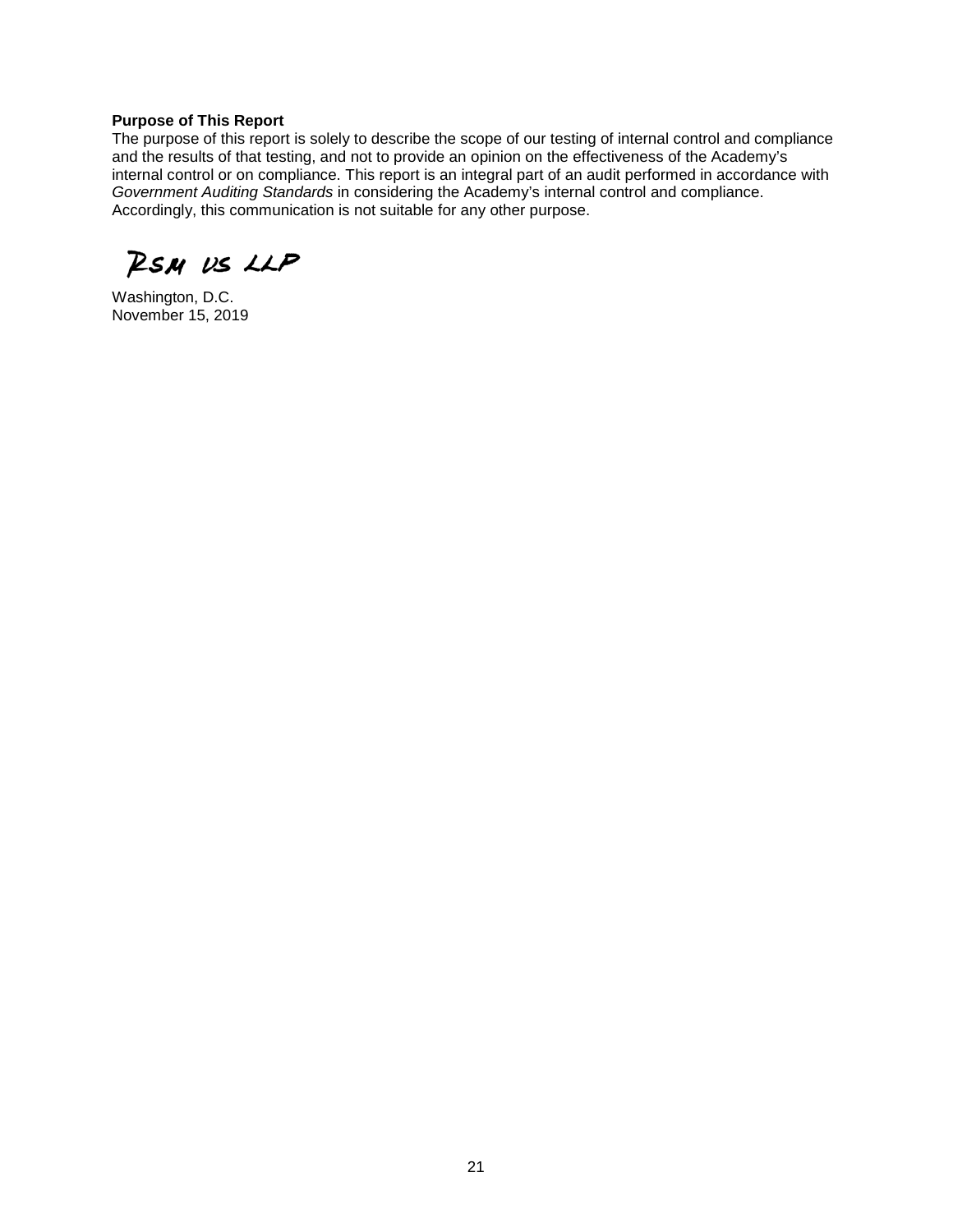**Purpose of This Report**

The purpose of this report is solely to describe the scope of our testing of internal control and compliance and the results of that testing, and not to provide an opinion on the effectiveness of the Academy's internal control or on compliance. This report is an integral part of an audit performed in accordance with *Government Auditing Standards* in considering the Academy's internal control and compliance. Accordingly, this communication is not suitable for any other purpose.

RSM US LLP

Washington, D.C.
November 15, 2019